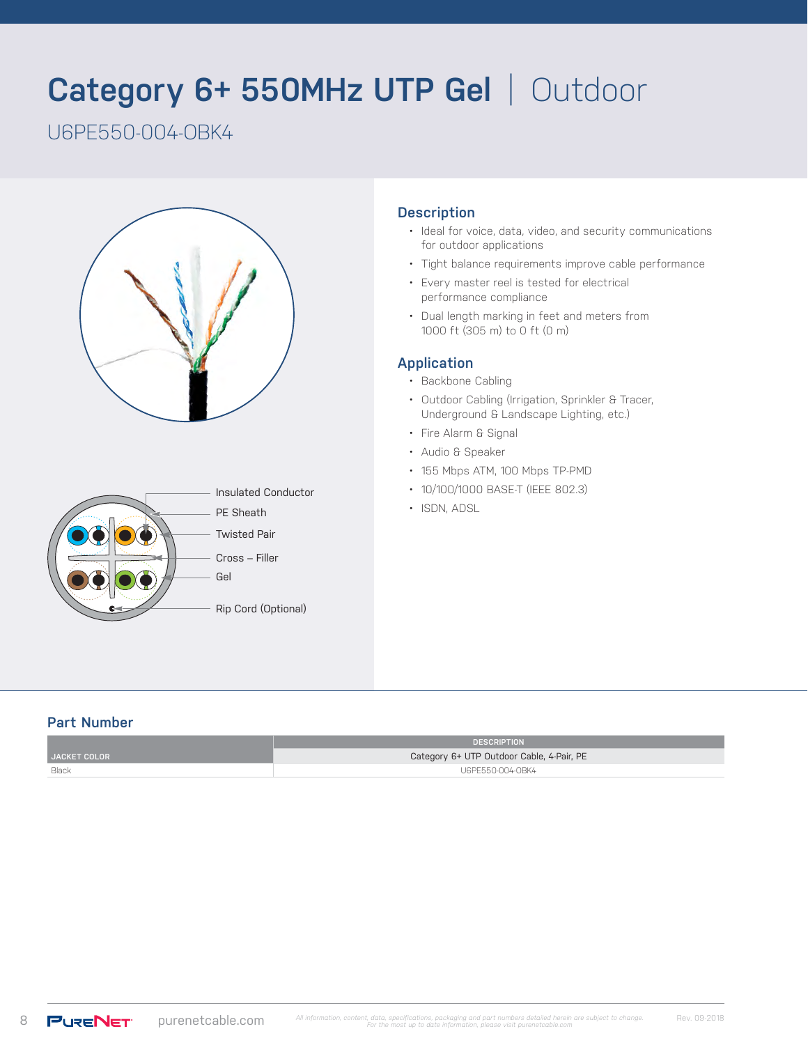# Category 6+ 550MHz UTP Gel | Outdoor

U6PE550-004-OBK4

Insulated Conductor

PE Sheath

Twisted Pair

Cross – Filler

Gel

Rip Cord (Optional)

## Description

- Ideal for voice, data, video, and security communications for outdoor applications
- Tight balance requirements improve cable performance
- Every master reel is tested for electrical performance compliance
- Dual length marking in feet and meters from 1000 ft (305 m) to 0 ft (0 m)

## Application

- Backbone Cabling
- Outdoor Cabling (Irrigation, Sprinkler & Tracer, Underground & Landscape Lighting, etc.)
- Fire Alarm & Signal
- Audio & Speaker
- 155 Mbps ATM, 100 Mbps TP-PMD
- 10/100/1000 BASE-T (IEEE 802.3)
- ISDN, ADSL

## Part Number

| JACKET COLOR | DESCRIPTION |
|---|---|
| | Category 6+ UTP Outdoor Cable, 4-Pair, PE |
| Black | U6PE550-004-OBK4 |

*All information, content, data, specifications, packaging and part numbers detailed herein are subject to change. For the most up to date information, please visit purenetcable.com*

Rev. 09-2018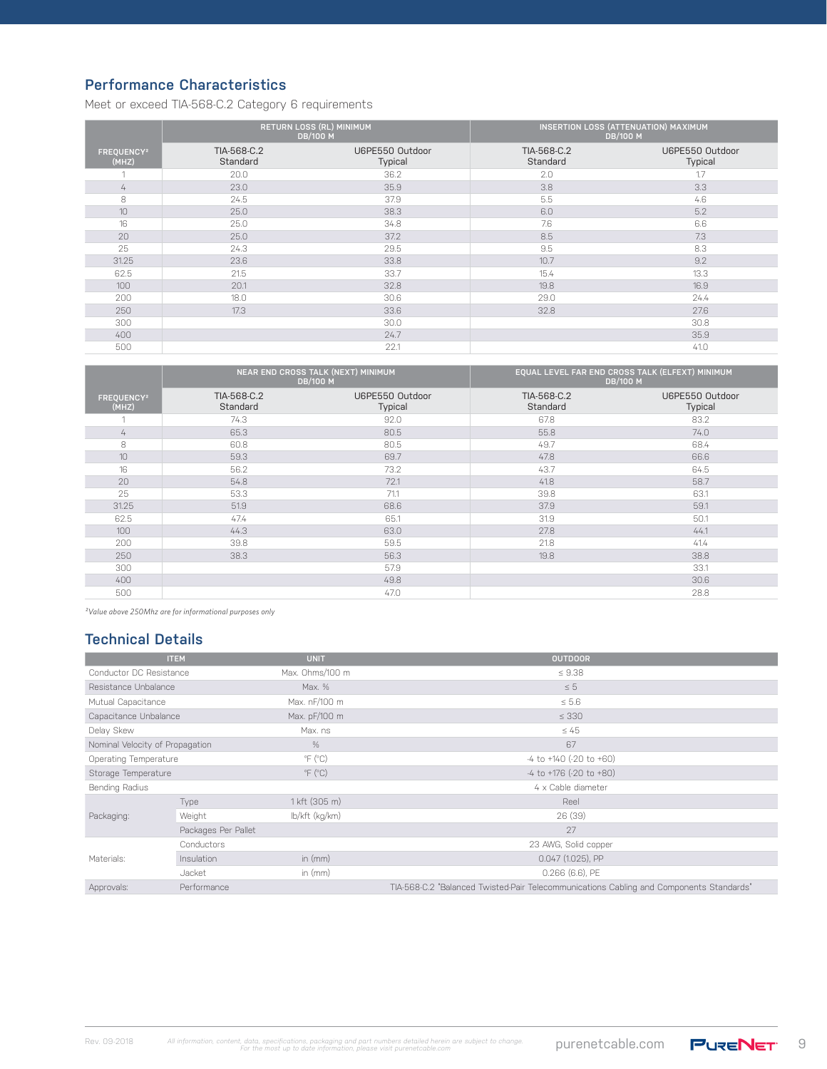## Performance Characteristics

Meet or exceed TIA-568-C.2 Category 6 requirements

| FREQUENCY[2] (MHZ) | RETURN LOSS (RL) MINIMUM DB/100 M | | INSERTION LOSS (ATTENUATION) MAXIMUM DB/100 M | |
|---|---|---|---|---|
| | TIA-568-C.2 Standard | U6PE550 Outdoor Typical | TIA-568-C.2 Standard | U6PE550 Outdoor Typical |
| 1 | 20.0 | 36.2 | 2.0 | 1.7 |
| 4 | 23.0 | 35.9 | 3.8 | 3.3 |
| 8 | 24.5 | 37.9 | 5.5 | 4.6 |
| 10 | 25.0 | 38.3 | 6.0 | 5.2 |
| 16 | 25.0 | 34.8 | 7.6 | 6.6 |
| 20 | 25.0 | 37.2 | 8.5 | 7.3 |
| 25 | 24.3 | 29.5 | 9.5 | 8.3 |
| 31.25 | 23.6 | 33.8 | 10.7 | 9.2 |
| 62.5 | 21.5 | 33.7 | 15.4 | 13.3 |
| 100 | 20.1 | 32.8 | 19.8 | 16.9 |
| 200 | 18.0 | 30.6 | 29.0 | 24.4 |
| 250 | 17.3 | 33.6 | 32.8 | 27.6 |
| 300 | | 30.0 | | 30.8 |
| 400 | | 24.7 | | 35.9 |
| 500 | | 22.1 | | 41.0 |

| FREQUENCY[2] (MHZ) | NEAR END CROSS TALK (NEXT) MINIMUM DB/100 M | | EQUAL LEVEL FAR END CROSS TALK (ELFEXT) MINIMUM DB/100 M | |
|---|---|---|---|---|
| | TIA-568-C.2 Standard | U6PE550 Outdoor Typical | TIA-568-C.2 Standard | U6PE550 Outdoor Typical |
| 1 | 74.3 | 92.0 | 67.8 | 83.2 |
| 4 | 65.3 | 80.5 | 55.8 | 74.0 |
| 8 | 60.8 | 80.5 | 49.7 | 68.4 |
| 10 | 59.3 | 69.7 | 47.8 | 66.6 |
| 16 | 56.2 | 73.2 | 43.7 | 64.5 |
| 20 | 54.8 | 72.1 | 41.8 | 58.7 |
| 25 | 53.3 | 71.1 | 39.8 | 63.1 |
| 31.25 | 51.9 | 68.6 | 37.9 | 59.1 |
| 62.5 | 47.4 | 65.1 | 31.9 | 50.1 |
| 100 | 44.3 | 63.0 | 27.8 | 44.1 |
| 200 | 39.8 | 59.5 | 21.8 | 41.4 |
| 250 | 38.3 | 56.3 | 19.8 | 38.8 |
| 300 | | 57.9 | | 33.1 |
| 400 | | 49.8 | | 30.6 |
| 500 | | 47.0 | | 28.8 |

*[2]Value above 250Mhz are for informational purposes only*

## Technical Details

| ITEM | | UNIT | OUTDOOR |
|---|---|---|---|
| Conductor DC Resistance | | Max. Ohms/100 m | ≤ 9.38 |
| Resistance Unbalance | | Max. % | ≤ 5 |
| Mutual Capacitance | | Max. nF/100 m | ≤ 5.6 |
| Capacitance Unbalance | | Max. pF/100 m | ≤ 330 |
| Delay Skew | | Max. ns | ≤ 45 |
| Nominal Velocity of Propagation | | % | 67 |
| Operating Temperature | | °F (°C) | -4 to +140 (-20 to +60) |
| Storage Temperature | | °F (°C) | -4 to +176 (-20 to +80) |
| Bending Radius | | | 4 x Cable diameter |
| Packaging: | Type | 1 kft (305 m) | Reel |
| | Weight | lb/kft (kg/km) | 26 (39) |
| | Packages Per Pallet | | 27 |
| Materials: | Conductors | | 23 AWG, Solid copper |
| | Insulation | in (mm) | 0.047 (1.025), PP |
| | Jacket | in (mm) | 0.266 (6.6), PE |
| Approvals: | Performance | | TIA-568-C.2 "Balanced Twisted-Pair Telecommunications Cabling and Components Standards" |

Rev. 09-2018 *All information, content, data, specifications, packaging and part numbers detailed herein are subject to change. For the most up to date information, please visit purenetcable.com*

purenetcable.com PURENET